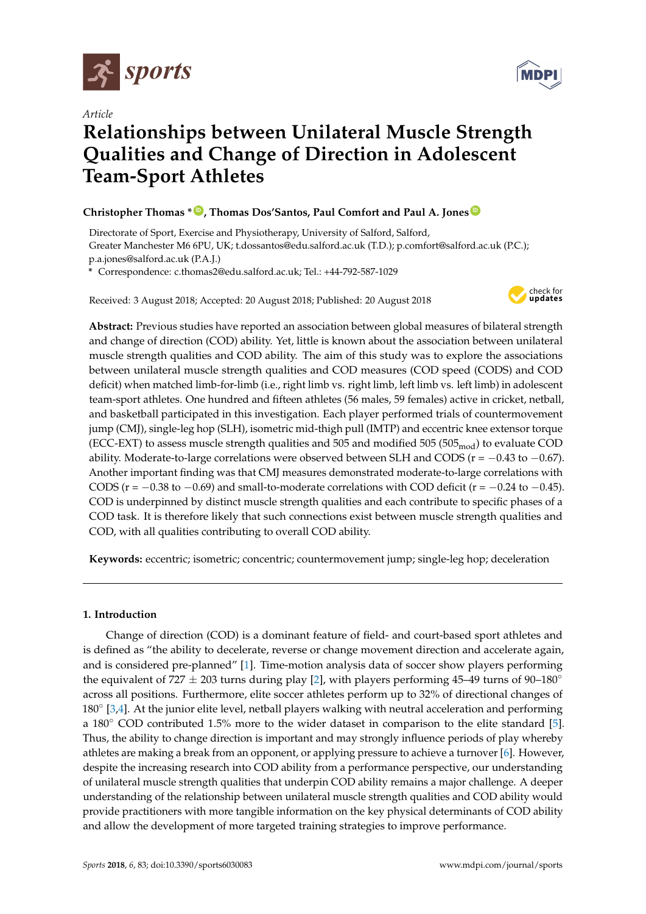*Article*

# Relationships between Unilateral Muscle Strength Qualities and Change of Direction in Adolescent Team-Sport Athletes

**Christopher Thomas \*, Thomas Dos'Santos, Paul Comfort and Paul A. Jones**

Directorate of Sport, Exercise and Physiotherapy, University of Salford, Salford, Greater Manchester M6 6PU, UK; t.dossantos@edu.salford.ac.uk (T.D.); p.comfort@salford.ac.uk (P.C.); p.a.jones@salford.ac.uk (P.A.J.)

\* Correspondence: c.thomas2@edu.salford.ac.uk; Tel.: +44-792-587-1029

Received: 3 August 2018; Accepted: 20 August 2018; Published: 20 August 2018

**Abstract:** Previous studies have reported an association between global measures of bilateral strength and change of direction (COD) ability. Yet, little is known about the association between unilateral muscle strength qualities and COD ability. The aim of this study was to explore the associations between unilateral muscle strength qualities and COD measures (COD speed (CODS) and COD deficit) when matched limb-for-limb (i.e., right limb vs. right limb, left limb vs. left limb) in adolescent team-sport athletes. One hundred and fifteen athletes (56 males, 59 females) active in cricket, netball, and basketball participated in this investigation. Each player performed trials of countermovement jump (CMJ), single-leg hop (SLH), isometric mid-thigh pull (IMTP) and eccentric knee extensor torque (ECC-EXT) to assess muscle strength qualities and 505 and modified 505 ($505_{mod}$) to evaluate COD ability. Moderate-to-large correlations were observed between SLH and CODS (r = −0.43 to −0.67). Another important finding was that CMJ measures demonstrated moderate-to-large correlations with CODS (r = −0.38 to −0.69) and small-to-moderate correlations with COD deficit (r = −0.24 to −0.45). COD is underpinned by distinct muscle strength qualities and each contribute to specific phases of a COD task. It is therefore likely that such connections exist between muscle strength qualities and COD, with all qualities contributing to overall COD ability.

**Keywords:** eccentric; isometric; concentric; countermovement jump; single-leg hop; deceleration

## 1. Introduction

Change of direction (COD) is a dominant feature of field- and court-based sport athletes and is defined as "the ability to decelerate, reverse or change movement direction and accelerate again, and is considered pre-planned" [1]. Time-motion analysis data of soccer show players performing the equivalent of 727 ± 203 turns during play [2], with players performing 45–49 turns of 90–180° across all positions. Furthermore, elite soccer athletes perform up to 32% of directional changes of 180° [3,4]. At the junior elite level, netball players walking with neutral acceleration and performing a 180° COD contributed 1.5% more to the wider dataset in comparison to the elite standard [5]. Thus, the ability to change direction is important and may strongly influence periods of play whereby athletes are making a break from an opponent, or applying pressure to achieve a turnover [6]. However, despite the increasing research into COD ability from a performance perspective, our understanding of unilateral muscle strength qualities that underpin COD ability remains a major challenge. A deeper understanding of the relationship between unilateral muscle strength qualities and COD ability would provide practitioners with more tangible information on the key physical determinants of COD ability and allow the development of more targeted training strategies to improve performance.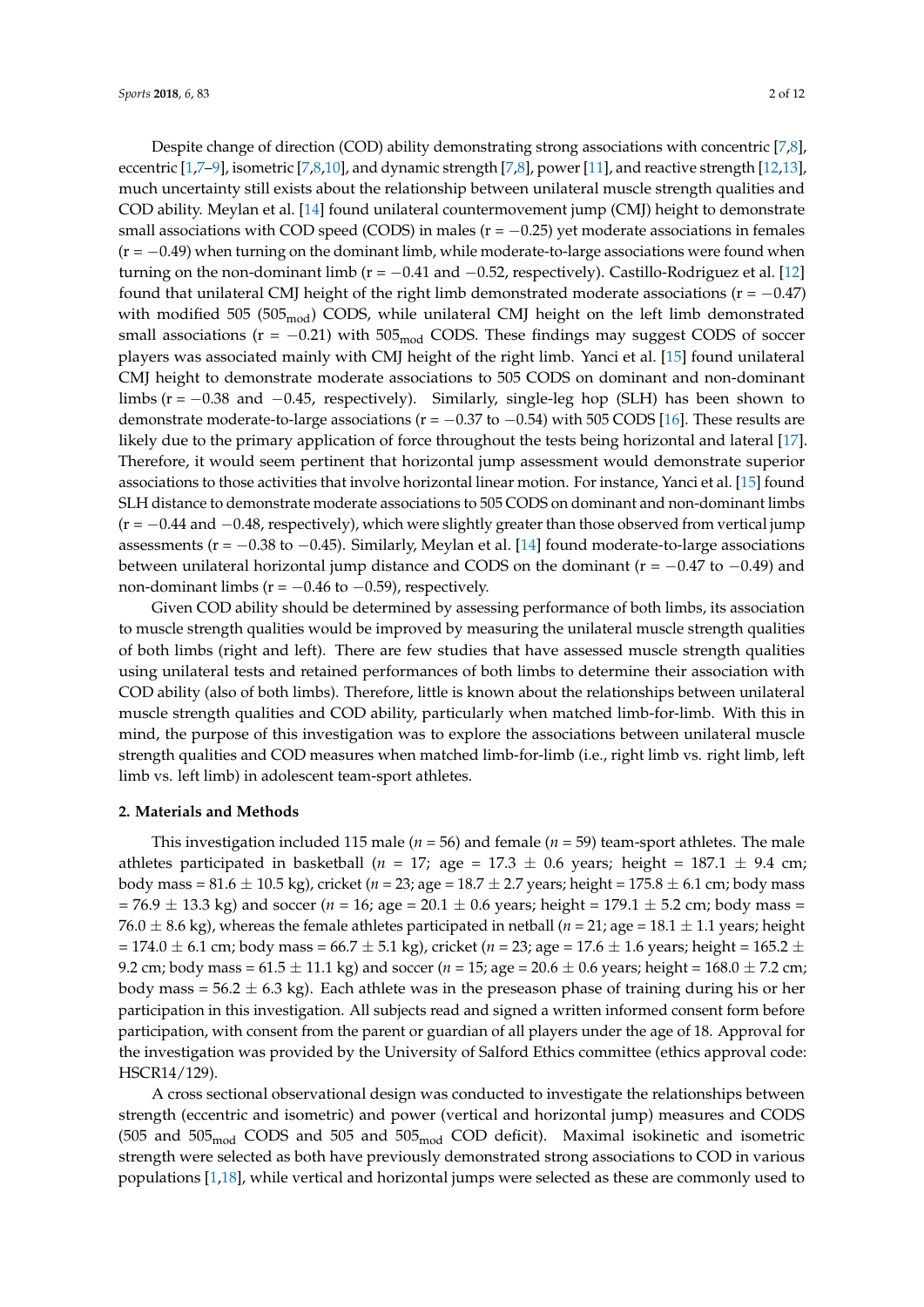Despite change of direction (COD) ability demonstrating strong associations with concentric [7,8], eccentric [1,7–9], isometric [7,8,10], and dynamic strength [7,8], power [11], and reactive strength [12,13], much uncertainty still exists about the relationship between unilateral muscle strength qualities and COD ability. Meylan et al. [14] found unilateral countermovement jump (CMJ) height to demonstrate small associations with COD speed (CODS) in males (r = −0.25) yet moderate associations in females (r = −0.49) when turning on the dominant limb, while moderate-to-large associations were found when turning on the non-dominant limb (r = −0.41 and −0.52, respectively). Castillo-Rodriguez et al. [12] found that unilateral CMJ height of the right limb demonstrated moderate associations (r = −0.47) with modified 505 ($505_{mod}$) CODS, while unilateral CMJ height on the left limb demonstrated small associations (r = −0.21) with $505_{mod}$ CODS. These findings may suggest CODS of soccer players was associated mainly with CMJ height of the right limb. Yanci et al. [15] found unilateral CMJ height to demonstrate moderate associations to 505 CODS on dominant and non-dominant limbs (r = −0.38 and −0.45, respectively). Similarly, single-leg hop (SLH) has been shown to demonstrate moderate-to-large associations (r = −0.37 to −0.54) with 505 CODS [16]. These results are likely due to the primary application of force throughout the tests being horizontal and lateral [17]. Therefore, it would seem pertinent that horizontal jump assessment would demonstrate superior associations to those activities that involve horizontal linear motion. For instance, Yanci et al. [15] found SLH distance to demonstrate moderate associations to 505 CODS on dominant and non-dominant limbs (r = −0.44 and −0.48, respectively), which were slightly greater than those observed from vertical jump assessments (r = −0.38 to −0.45). Similarly, Meylan et al. [14] found moderate-to-large associations between unilateral horizontal jump distance and CODS on the dominant (r = −0.47 to −0.49) and non-dominant limbs (r = −0.46 to −0.59), respectively.

Given COD ability should be determined by assessing performance of both limbs, its association to muscle strength qualities would be improved by measuring the unilateral muscle strength qualities of both limbs (right and left). There are few studies that have assessed muscle strength qualities using unilateral tests and retained performances of both limbs to determine their association with COD ability (also of both limbs). Therefore, little is known about the relationships between unilateral muscle strength qualities and COD ability, particularly when matched limb-for-limb. With this in mind, the purpose of this investigation was to explore the associations between unilateral muscle strength qualities and COD measures when matched limb-for-limb (i.e., right limb vs. right limb, left limb vs. left limb) in adolescent team-sport athletes.

## 2. Materials and Methods

This investigation included 115 male (*n* = 56) and female (*n* = 59) team-sport athletes. The male athletes participated in basketball (*n* = 17; age = 17.3 ± 0.6 years; height = 187.1 ± 9.4 cm; body mass = 81.6 ± 10.5 kg), cricket (*n* = 23; age = 18.7 ± 2.7 years; height = 175.8 ± 6.1 cm; body mass = 76.9 ± 13.3 kg) and soccer (*n* = 16; age = 20.1 ± 0.6 years; height = 179.1 ± 5.2 cm; body mass = 76.0 ± 8.6 kg), whereas the female athletes participated in netball (*n* = 21; age = 18.1 ± 1.1 years; height = 174.0 ± 6.1 cm; body mass = 66.7 ± 5.1 kg), cricket (*n* = 23; age = 17.6 ± 1.6 years; height = 165.2 ± 9.2 cm; body mass = 61.5 ± 11.1 kg) and soccer (*n* = 15; age = 20.6 ± 0.6 years; height = 168.0 ± 7.2 cm; body mass = 56.2 ± 6.3 kg). Each athlete was in the preseason phase of training during his or her participation in this investigation. All subjects read and signed a written informed consent form before participation, with consent from the parent or guardian of all players under the age of 18. Approval for the investigation was provided by the University of Salford Ethics committee (ethics approval code: HSCR14/129).

A cross sectional observational design was conducted to investigate the relationships between strength (eccentric and isometric) and power (vertical and horizontal jump) measures and CODS (505 and $505_{mod}$ CODS and 505 and $505_{mod}$ COD deficit). Maximal isokinetic and isometric strength were selected as both have previously demonstrated strong associations to COD in various populations [1,18], while vertical and horizontal jumps were selected as these are commonly used to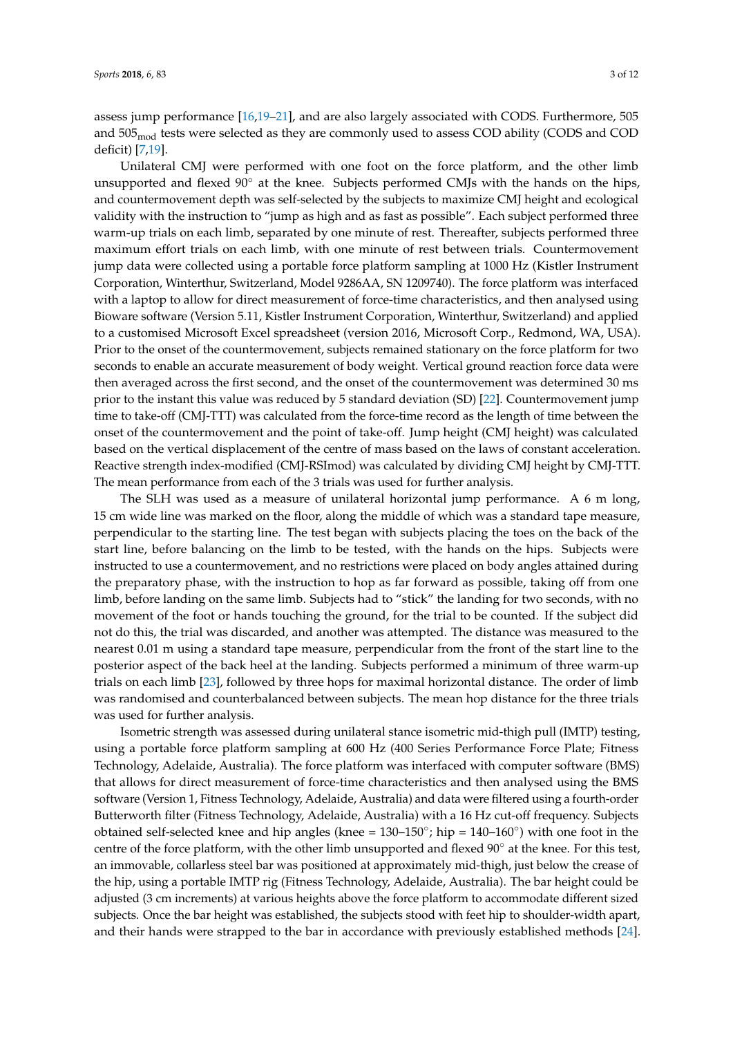assess jump performance [16,19–21], and are also largely associated with CODS. Furthermore, 505 and $505_{mod}$ tests were selected as they are commonly used to assess COD ability (CODS and COD deficit) [7,19].

Unilateral CMJ were performed with one foot on the force platform, and the other limb unsupported and flexed 90° at the knee. Subjects performed CMJs with the hands on the hips, and countermovement depth was self-selected by the subjects to maximize CMJ height and ecological validity with the instruction to "jump as high and as fast as possible". Each subject performed three warm-up trials on each limb, separated by one minute of rest. Thereafter, subjects performed three maximum effort trials on each limb, with one minute of rest between trials. Countermovement jump data were collected using a portable force platform sampling at 1000 Hz (Kistler Instrument Corporation, Winterthur, Switzerland, Model 9286AA, SN 1209740). The force platform was interfaced with a laptop to allow for direct measurement of force-time characteristics, and then analysed using Bioware software (Version 5.11, Kistler Instrument Corporation, Winterthur, Switzerland) and applied to a customised Microsoft Excel spreadsheet (version 2016, Microsoft Corp., Redmond, WA, USA). Prior to the onset of the countermovement, subjects remained stationary on the force platform for two seconds to enable an accurate measurement of body weight. Vertical ground reaction force data were then averaged across the first second, and the onset of the countermovement was determined 30 ms prior to the instant this value was reduced by 5 standard deviation (SD) [22]. Countermovement jump time to take-off (CMJ-TTT) was calculated from the force-time record as the length of time between the onset of the countermovement and the point of take-off. Jump height (CMJ height) was calculated based on the vertical displacement of the centre of mass based on the laws of constant acceleration. Reactive strength index-modified (CMJ-RSImod) was calculated by dividing CMJ height by CMJ-TTT. The mean performance from each of the 3 trials was used for further analysis.

The SLH was used as a measure of unilateral horizontal jump performance. A 6 m long, 15 cm wide line was marked on the floor, along the middle of which was a standard tape measure, perpendicular to the starting line. The test began with subjects placing the toes on the back of the start line, before balancing on the limb to be tested, with the hands on the hips. Subjects were instructed to use a countermovement, and no restrictions were placed on body angles attained during the preparatory phase, with the instruction to hop as far forward as possible, taking off from one limb, before landing on the same limb. Subjects had to "stick" the landing for two seconds, with no movement of the foot or hands touching the ground, for the trial to be counted. If the subject did not do this, the trial was discarded, and another was attempted. The distance was measured to the nearest 0.01 m using a standard tape measure, perpendicular from the front of the start line to the posterior aspect of the back heel at the landing. Subjects performed a minimum of three warm-up trials on each limb [23], followed by three hops for maximal horizontal distance. The order of limb was randomised and counterbalanced between subjects. The mean hop distance for the three trials was used for further analysis.

Isometric strength was assessed during unilateral stance isometric mid-thigh pull (IMTP) testing, using a portable force platform sampling at 600 Hz (400 Series Performance Force Plate; Fitness Technology, Adelaide, Australia). The force platform was interfaced with computer software (BMS) that allows for direct measurement of force-time characteristics and then analysed using the BMS software (Version 1, Fitness Technology, Adelaide, Australia) and data were filtered using a fourth-order Butterworth filter (Fitness Technology, Adelaide, Australia) with a 16 Hz cut-off frequency. Subjects obtained self-selected knee and hip angles (knee = 130–150°; hip = 140–160°) with one foot in the centre of the force platform, with the other limb unsupported and flexed 90° at the knee. For this test, an immovable, collarless steel bar was positioned at approximately mid-thigh, just below the crease of the hip, using a portable IMTP rig (Fitness Technology, Adelaide, Australia). The bar height could be adjusted (3 cm increments) at various heights above the force platform to accommodate different sized subjects. Once the bar height was established, the subjects stood with feet hip to shoulder-width apart, and their hands were strapped to the bar in accordance with previously established methods [24].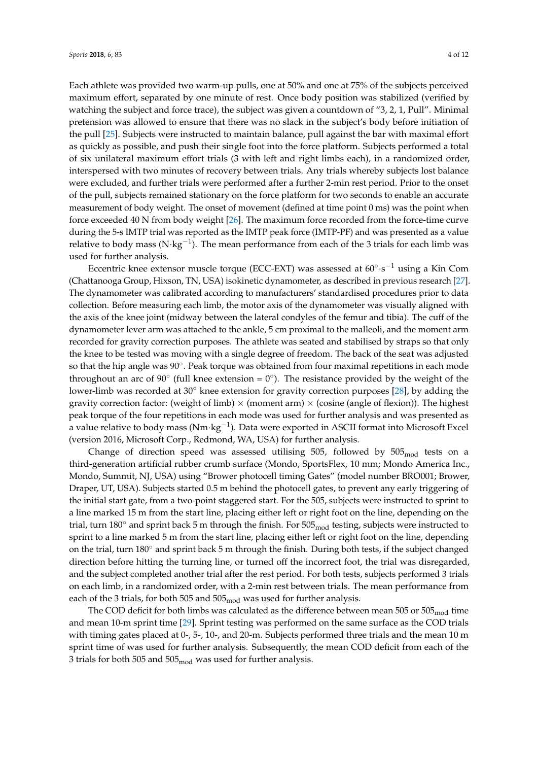Each athlete was provided two warm-up pulls, one at 50% and one at 75% of the subjects perceived maximum effort, separated by one minute of rest. Once body position was stabilized (verified by watching the subject and force trace), the subject was given a countdown of "3, 2, 1, Pull". Minimal pretension was allowed to ensure that there was no slack in the subject's body before initiation of the pull [25]. Subjects were instructed to maintain balance, pull against the bar with maximal effort as quickly as possible, and push their single foot into the force platform. Subjects performed a total of six unilateral maximum effort trials (3 with left and right limbs each), in a randomized order, interspersed with two minutes of recovery between trials. Any trials whereby subjects lost balance were excluded, and further trials were performed after a further 2-min rest period. Prior to the onset of the pull, subjects remained stationary on the force platform for two seconds to enable an accurate measurement of body weight. The onset of movement (defined at time point 0 ms) was the point when force exceeded 40 N from body weight [26]. The maximum force recorded from the force-time curve during the 5-s IMTP trial was reported as the IMTP peak force (IMTP-PF) and was presented as a value relative to body mass ($N \cdot kg^{-1}$). The mean performance from each of the 3 trials for each limb was used for further analysis.

Eccentric knee extensor muscle torque (ECC-EXT) was assessed at $60^{\circ} \cdot s^{-1}$ using a Kin Com (Chattanooga Group, Hixson, TN, USA) isokinetic dynamometer, as described in previous research [27]. The dynamometer was calibrated according to manufacturers' standardised procedures prior to data collection. Before measuring each limb, the motor axis of the dynamometer was visually aligned with the axis of the knee joint (midway between the lateral condyles of the femur and tibia). The cuff of the dynamometer lever arm was attached to the ankle, 5 cm proximal to the malleoli, and the moment arm recorded for gravity correction purposes. The athlete was seated and stabilised by straps so that only the knee to be tested was moving with a single degree of freedom. The back of the seat was adjusted so that the hip angle was 90°. Peak torque was obtained from four maximal repetitions in each mode throughout an arc of 90° (full knee extension = 0°). The resistance provided by the weight of the lower-limb was recorded at 30° knee extension for gravity correction purposes [28], by adding the gravity correction factor: (weight of limb) × (moment arm) × (cosine (angle of flexion)). The highest peak torque of the four repetitions in each mode was used for further analysis and was presented as a value relative to body mass ($Nm \cdot kg^{-1}$). Data were exported in ASCII format into Microsoft Excel (version 2016, Microsoft Corp., Redmond, WA, USA) for further analysis.

Change of direction speed was assessed utilising 505, followed by $505_{mod}$ tests on a third-generation artificial rubber crumb surface (Mondo, SportsFlex, 10 mm; Mondo America Inc., Mondo, Summit, NJ, USA) using "Brower photocell timing Gates" (model number BRO001; Brower, Draper, UT, USA). Subjects started 0.5 m behind the photocell gates, to prevent any early triggering of the initial start gate, from a two-point staggered start. For the 505, subjects were instructed to sprint to a line marked 15 m from the start line, placing either left or right foot on the line, depending on the trial, turn 180° and sprint back 5 m through the finish. For $505_{mod}$ testing, subjects were instructed to sprint to a line marked 5 m from the start line, placing either left or right foot on the line, depending on the trial, turn 180° and sprint back 5 m through the finish. During both tests, if the subject changed direction before hitting the turning line, or turned off the incorrect foot, the trial was disregarded, and the subject completed another trial after the rest period. For both tests, subjects performed 3 trials on each limb, in a randomized order, with a 2-min rest between trials. The mean performance from each of the 3 trials, for both 505 and $505_{mod}$ was used for further analysis.

The COD deficit for both limbs was calculated as the difference between mean 505 or $505_{mod}$ time and mean 10-m sprint time [29]. Sprint testing was performed on the same surface as the COD trials with timing gates placed at 0-, 5-, 10-, and 20-m. Subjects performed three trials and the mean 10 m sprint time of was used for further analysis. Subsequently, the mean COD deficit from each of the 3 trials for both 505 and $505_{mod}$ was used for further analysis.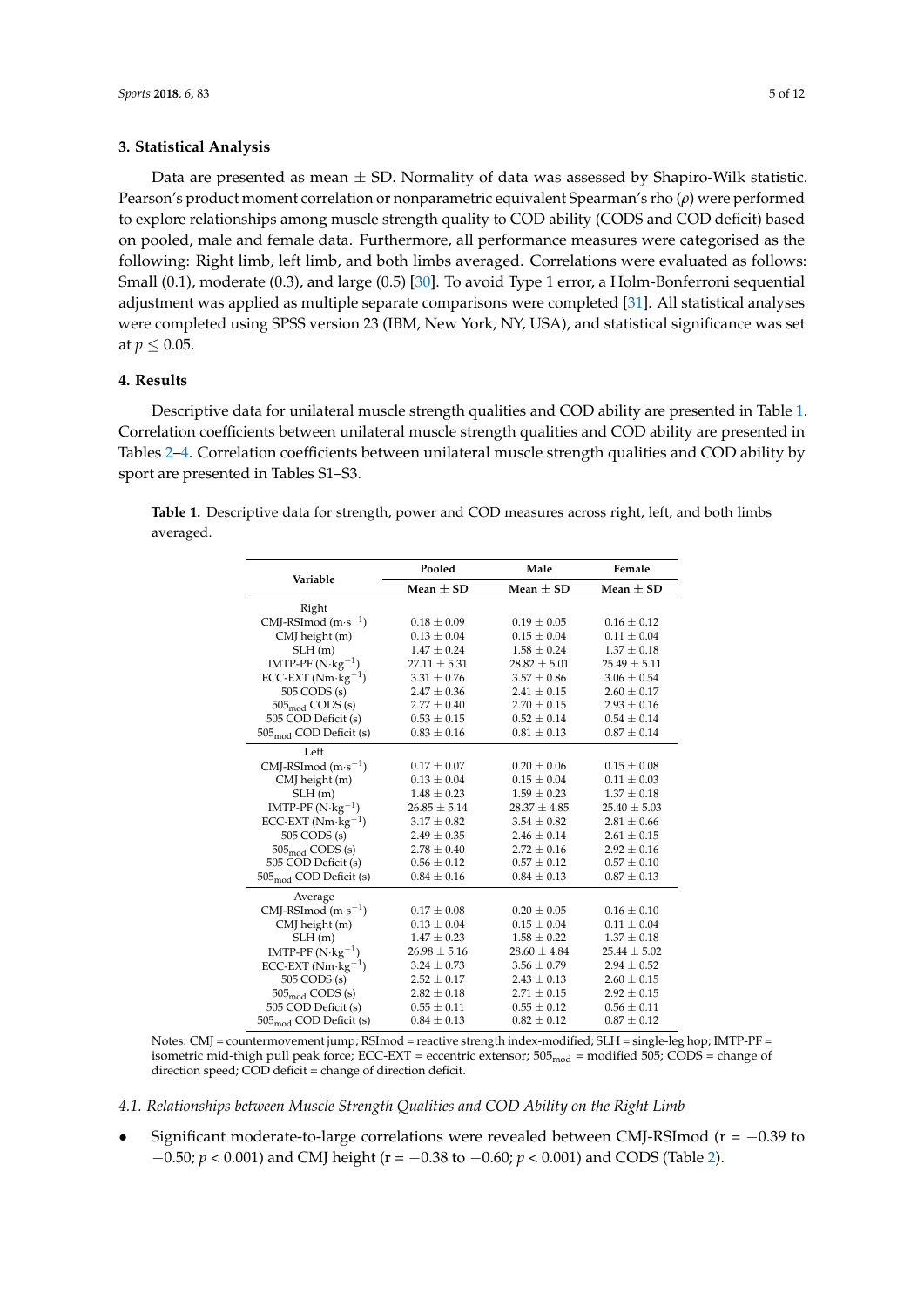## 3. Statistical Analysis

Data are presented as mean ± SD. Normality of data was assessed by Shapiro-Wilk statistic. Pearson's product moment correlation or nonparametric equivalent Spearman's rho ($\rho$) were performed to explore relationships among muscle strength quality to COD ability (CODS and COD deficit) based on pooled, male and female data. Furthermore, all performance measures were categorised as the following: Right limb, left limb, and both limbs averaged. Correlations were evaluated as follows: Small (0.1), moderate (0.3), and large (0.5) [30]. To avoid Type 1 error, a Holm-Bonferroni sequential adjustment was applied as multiple separate comparisons were completed [31]. All statistical analyses were completed using SPSS version 23 (IBM, New York, NY, USA), and statistical significance was set at $p \leq 0.05$.

## 4. Results

Descriptive data for unilateral muscle strength qualities and COD ability are presented in Table 1. Correlation coefficients between unilateral muscle strength qualities and COD ability are presented in Tables 2–4. Correlation coefficients between unilateral muscle strength qualities and COD ability by sport are presented in Tables S1–S3.

**Table 1.** Descriptive data for strength, power and COD measures across right, left, and both limbs averaged.

| Variable | Pooled | Male | Female |
|---|---|---|---|
| | Mean ± SD | Mean ± SD | Mean ± SD |
| Right | | | |
| CMJ-RSImod ($m \cdot s^{-1}$) | 0.18 ± 0.09 | 0.19 ± 0.05 | 0.16 ± 0.12 |
| CMJ height (m) | 0.13 ± 0.04 | 0.15 ± 0.04 | 0.11 ± 0.04 |
| SLH (m) | 1.47 ± 0.24 | 1.58 ± 0.24 | 1.37 ± 0.18 |
| IMTP-PF ($N \cdot kg^{-1}$) | 27.11 ± 5.31 | 28.82 ± 5.01 | 25.49 ± 5.11 |
| ECC-EXT ($Nm \cdot kg^{-1}$) | 3.31 ± 0.76 | 3.57 ± 0.86 | 3.06 ± 0.54 |
| 505 CODS (s) | 2.47 ± 0.36 | 2.41 ± 0.15 | 2.60 ± 0.17 |
| $505_{mod}$ CODS (s) | 2.77 ± 0.40 | 2.70 ± 0.15 | 2.93 ± 0.16 |
| 505 COD Deficit (s) | 0.53 ± 0.15 | 0.52 ± 0.14 | 0.54 ± 0.14 |
| $505_{mod}$ COD Deficit (s) | 0.83 ± 0.16 | 0.81 ± 0.13 | 0.87 ± 0.14 |
| Left | | | |
| CMJ-RSImod ($m \cdot s^{-1}$) | 0.17 ± 0.07 | 0.20 ± 0.06 | 0.15 ± 0.08 |
| CMJ height (m) | 0.13 ± 0.04 | 0.15 ± 0.04 | 0.11 ± 0.03 |
| SLH (m) | 1.48 ± 0.23 | 1.59 ± 0.23 | 1.37 ± 0.18 |
| IMTP-PF ($N \cdot kg^{-1}$) | 26.85 ± 5.14 | 28.37 ± 4.85 | 25.40 ± 5.03 |
| ECC-EXT ($Nm \cdot kg^{-1}$) | 3.17 ± 0.82 | 3.54 ± 0.82 | 2.81 ± 0.66 |
| 505 CODS (s) | 2.49 ± 0.35 | 2.46 ± 0.14 | 2.61 ± 0.15 |
| $505_{mod}$ CODS (s) | 2.78 ± 0.40 | 2.72 ± 0.16 | 2.92 ± 0.16 |
| 505 COD Deficit (s) | 0.56 ± 0.12 | 0.57 ± 0.12 | 0.57 ± 0.10 |
| $505_{mod}$ COD Deficit (s) | 0.84 ± 0.16 | 0.84 ± 0.13 | 0.87 ± 0.13 |
| Average | | | |
| CMJ-RSImod ($m \cdot s^{-1}$) | 0.17 ± 0.08 | 0.20 ± 0.05 | 0.16 ± 0.10 |
| CMJ height (m) | 0.13 ± 0.04 | 0.15 ± 0.04 | 0.11 ± 0.04 |
| SLH (m) | 1.47 ± 0.23 | 1.58 ± 0.22 | 1.37 ± 0.18 |
| IMTP-PF ($N \cdot kg^{-1}$) | 26.98 ± 5.16 | 28.60 ± 4.84 | 25.44 ± 5.02 |
| ECC-EXT ($Nm \cdot kg^{-1}$) | 3.24 ± 0.73 | 3.56 ± 0.79 | 2.94 ± 0.52 |
| 505 CODS (s) | 2.52 ± 0.17 | 2.43 ± 0.13 | 2.60 ± 0.15 |
| $505_{mod}$ CODS (s) | 2.82 ± 0.18 | 2.71 ± 0.15 | 2.92 ± 0.15 |
| 505 COD Deficit (s) | 0.55 ± 0.11 | 0.55 ± 0.12 | 0.56 ± 0.11 |
| $505_{mod}$ COD Deficit (s) | 0.84 ± 0.13 | 0.82 ± 0.12 | 0.87 ± 0.12 |

Notes: CMJ = countermovement jump; RSImod = reactive strength index-modified; SLH = single-leg hop; IMTP-PF = isometric mid-thigh pull peak force; ECC-EXT = eccentric extensor; $505_{mod}$ = modified 505; CODS = change of direction speed; COD deficit = change of direction deficit.

### *4.1. Relationships between Muscle Strength Qualities and COD Ability on the Right Limb*

- Significant moderate-to-large correlations were revealed between CMJ-RSImod (r = −0.39 to −0.50; $p < 0.001$) and CMJ height (r = −0.38 to −0.60; $p < 0.001$) and CODS (Table 2).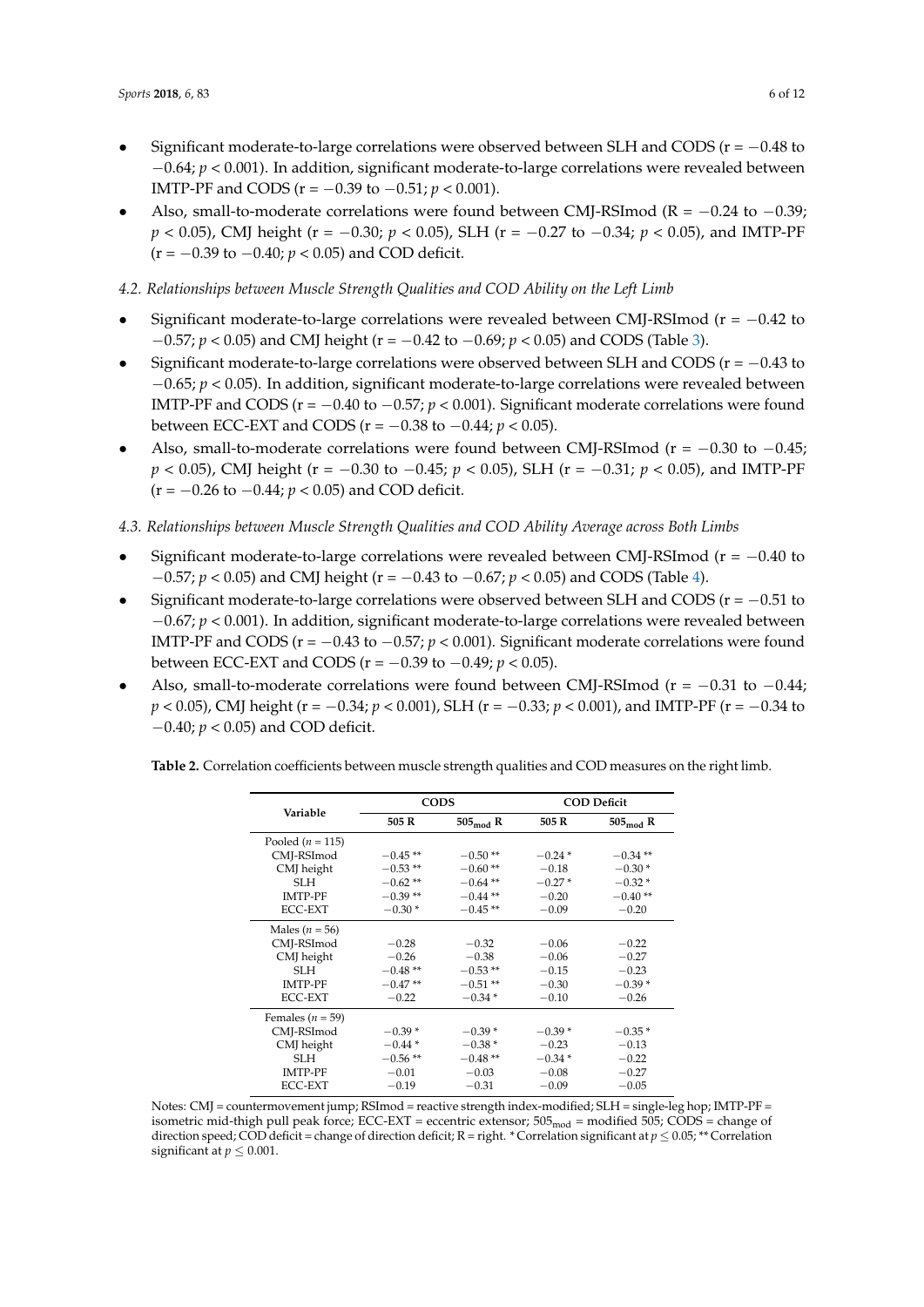- Significant moderate-to-large correlations were observed between SLH and CODS (r = −0.48 to −0.64; $p < 0.001$). In addition, significant moderate-to-large correlations were revealed between IMTP-PF and CODS (r = −0.39 to −0.51; $p < 0.001$).
- Also, small-to-moderate correlations were found between CMJ-RSImod (R = −0.24 to −0.39; $p < 0.05$), CMJ height (r = −0.30; $p < 0.05$), SLH (r = −0.27 to −0.34; $p < 0.05$), and IMTP-PF (r = −0.39 to −0.40; $p < 0.05$) and COD deficit.

### *4.2. Relationships between Muscle Strength Qualities and COD Ability on the Left Limb*

- Significant moderate-to-large correlations were revealed between CMJ-RSImod (r = −0.42 to −0.57; $p < 0.05$) and CMJ height (r = −0.42 to −0.69; $p < 0.05$) and CODS (Table 3).
- Significant moderate-to-large correlations were observed between SLH and CODS (r = −0.43 to −0.65; $p < 0.05$). In addition, significant moderate-to-large correlations were revealed between IMTP-PF and CODS (r = −0.40 to −0.57; $p < 0.001$). Significant moderate correlations were found between ECC-EXT and CODS (r = −0.38 to −0.44; $p < 0.05$).
- Also, small-to-moderate correlations were found between CMJ-RSImod (r = −0.30 to −0.45; $p < 0.05$), CMJ height (r = −0.30 to −0.45; $p < 0.05$), SLH (r = −0.31; $p < 0.05$), and IMTP-PF (r = −0.26 to −0.44; $p < 0.05$) and COD deficit.

### *4.3. Relationships between Muscle Strength Qualities and COD Ability Average across Both Limbs*

- Significant moderate-to-large correlations were revealed between CMJ-RSImod (r = −0.40 to −0.57; $p < 0.05$) and CMJ height (r = −0.43 to −0.67; $p < 0.05$) and CODS (Table 4).
- Significant moderate-to-large correlations were observed between SLH and CODS (r = −0.51 to −0.67; $p < 0.001$). In addition, significant moderate-to-large correlations were revealed between IMTP-PF and CODS (r = −0.43 to −0.57; $p < 0.001$). Significant moderate correlations were found between ECC-EXT and CODS (r = −0.39 to −0.49; $p < 0.05$).
- Also, small-to-moderate correlations were found between CMJ-RSImod (r = −0.31 to −0.44; $p < 0.05$), CMJ height (r = −0.34; $p < 0.001$), SLH (r = −0.33; $p < 0.001$), and IMTP-PF (r = −0.34 to −0.40; $p < 0.05$) and COD deficit.

**Table 2.** Correlation coefficients between muscle strength qualities and COD measures on the right limb.

| Variable | CODS | | COD Deficit | |
|---|---|---|---|---|
| | 505 R | $505_{mod}$ R | 505 R | $505_{mod}$ R |
| Pooled ($n$ = 115) | | | | |
| CMJ-RSImod | −0.45 ** | −0.50 ** | −0.24 * | −0.34 ** |
| CMJ height | −0.53 ** | −0.60 ** | −0.18 | −0.30 * |
| SLH | −0.62 ** | −0.64 ** | −0.27 * | −0.32 * |
| IMTP-PF | −0.39 ** | −0.44 ** | −0.20 | −0.40 ** |
| ECC-EXT | −0.30 * | −0.45 ** | −0.09 | −0.20 |
| Males ($n$ = 56) | | | | |
| CMJ-RSImod | −0.28 | −0.32 | −0.06 | −0.22 |
| CMJ height | −0.26 | −0.38 | −0.06 | −0.27 |
| SLH | −0.48 ** | −0.53 ** | −0.15 | −0.23 |
| IMTP-PF | −0.47 ** | −0.51 ** | −0.30 | −0.39 * |
| ECC-EXT | −0.22 | −0.34 * | −0.10 | −0.26 |
| Females ($n$ = 59) | | | | |
| CMJ-RSImod | −0.39 * | −0.39 * | −0.39 * | −0.35 * |
| CMJ height | −0.44 * | −0.38 * | −0.23 | −0.13 |
| SLH | −0.56 ** | −0.48 ** | −0.34 * | −0.22 |
| IMTP-PF | −0.01 | −0.03 | −0.08 | −0.27 |
| ECC-EXT | −0.19 | −0.31 | −0.09 | −0.05 |

Notes: CMJ = countermovement jump; RSImod = reactive strength index-modified; SLH = single-leg hop; IMTP-PF = isometric mid-thigh pull peak force; ECC-EXT = eccentric extensor; $505_{mod}$ = modified 505; CODS = change of direction speed; COD deficit = change of direction deficit; R = right. * Correlation significant at $p \leq 0.05$; ** Correlation significant at $p \leq 0.001$.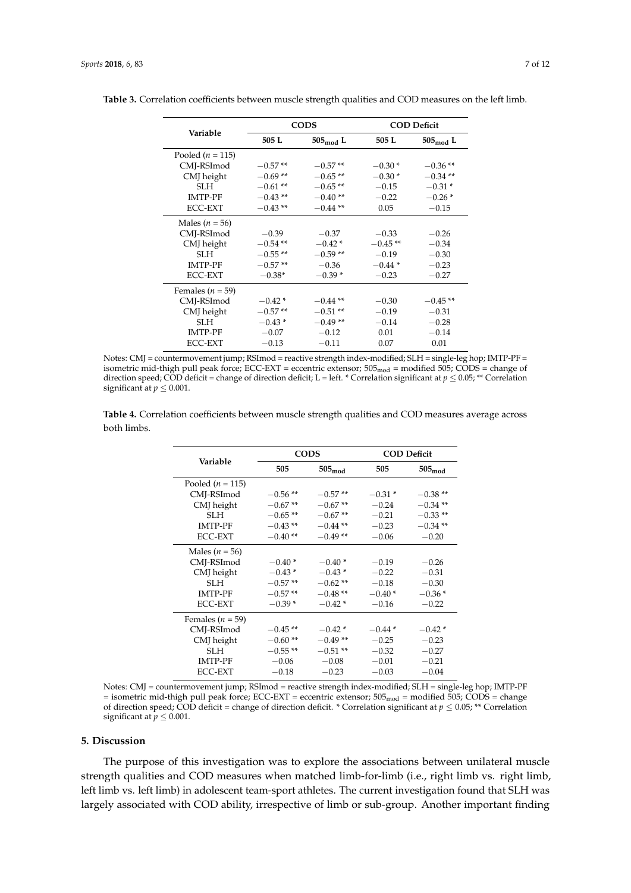**Table 3.** Correlation coefficients between muscle strength qualities and COD measures on the left limb.

| Variable | CODS | | COD Deficit | |
|---|---|---|---|---|
| | 505 L | $505_{mod}$ L | 505 L | $505_{mod}$ L |
| Pooled ($n$ = 115) | | | | |
| CMJ-RSImod | −0.57 ** | −0.57 ** | −0.30 * | −0.36 ** |
| CMJ height | −0.69 ** | −0.65 ** | −0.30 * | −0.34 ** |
| SLH | −0.61 ** | −0.65 ** | −0.15 | −0.31 * |
| IMTP-PF | −0.43 ** | −0.40 ** | −0.22 | −0.26 * |
| ECC-EXT | −0.43 ** | −0.44 ** | 0.05 | −0.15 |
| Males ($n$ = 56) | | | | |
| CMJ-RSImod | −0.39 | −0.37 | −0.33 | −0.26 |
| CMJ height | −0.54 ** | −0.42 * | −0.45 ** | −0.34 |
| SLH | −0.55 ** | −0.59 ** | −0.19 | −0.30 |
| IMTP-PF | −0.57 ** | −0.36 | −0.44 * | −0.23 |
| ECC-EXT | −0.38* | −0.39 * | −0.23 | −0.27 |
| Females ($n$ = 59) | | | | |
| CMJ-RSImod | −0.42 * | −0.44 ** | −0.30 | −0.45 ** |
| CMJ height | −0.57 ** | −0.51 ** | −0.19 | −0.31 |
| SLH | −0.43 * | −0.49 ** | −0.14 | −0.28 |
| IMTP-PF | −0.07 | −0.12 | 0.01 | −0.14 |
| ECC-EXT | −0.13 | −0.11 | 0.07 | 0.01 |

Notes: CMJ = countermovement jump; RSImod = reactive strength index-modified; SLH = single-leg hop; IMTP-PF = isometric mid-thigh pull peak force; ECC-EXT = eccentric extensor; $505_{mod}$ = modified 505; CODS = change of direction speed; COD deficit = change of direction deficit; L = left. * Correlation significant at $p \leq 0.05$; ** Correlation significant at $p \leq 0.001$.

**Table 4.** Correlation coefficients between muscle strength qualities and COD measures average across both limbs.

| Variable | CODS | | COD Deficit | |
|---|---|---|---|---|
| | 505 | $505_{mod}$ | 505 | $505_{mod}$ |
| Pooled ($n$ = 115) | | | | |
| CMJ-RSImod | −0.56 ** | −0.57 ** | −0.31 * | −0.38 ** |
| CMJ height | −0.67 ** | −0.67 ** | −0.24 | −0.34 ** |
| SLH | −0.65 ** | −0.67 ** | −0.21 | −0.33 ** |
| IMTP-PF | −0.43 ** | −0.44 ** | −0.23 | −0.34 ** |
| ECC-EXT | −0.40 ** | −0.49 ** | −0.06 | −0.20 |
| Males ($n$ = 56) | | | | |
| CMJ-RSImod | −0.40 * | −0.40 * | −0.19 | −0.26 |
| CMJ height | −0.43 * | −0.43 * | −0.22 | −0.31 |
| SLH | −0.57 ** | −0.62 ** | −0.18 | −0.30 |
| IMTP-PF | −0.57 ** | −0.48 ** | −0.40 * | −0.36 * |
| ECC-EXT | −0.39 * | −0.42 * | −0.16 | −0.22 |
| Females ($n$ = 59) | | | | |
| CMJ-RSImod | −0.45 ** | −0.42 * | −0.44 * | −0.42 * |
| CMJ height | −0.60 ** | −0.49 ** | −0.25 | −0.23 |
| SLH | −0.55 ** | −0.51 ** | −0.32 | −0.27 |
| IMTP-PF | −0.06 | −0.08 | −0.01 | −0.21 |
| ECC-EXT | −0.18 | −0.23 | −0.03 | −0.04 |

Notes: CMJ = countermovement jump; RSImod = reactive strength index-modified; SLH = single-leg hop; IMTP-PF = isometric mid-thigh pull peak force; ECC-EXT = eccentric extensor; $505_{mod}$ = modified 505; CODS = change of direction speed; COD deficit = change of direction deficit. * Correlation significant at $p \leq 0.05$; ** Correlation significant at $p \leq 0.001$.

## 5. Discussion

The purpose of this investigation was to explore the associations between unilateral muscle strength qualities and COD measures when matched limb-for-limb (i.e., right limb vs. right limb, left limb vs. left limb) in adolescent team-sport athletes. The current investigation found that SLH was largely associated with COD ability, irrespective of limb or sub-group. Another important finding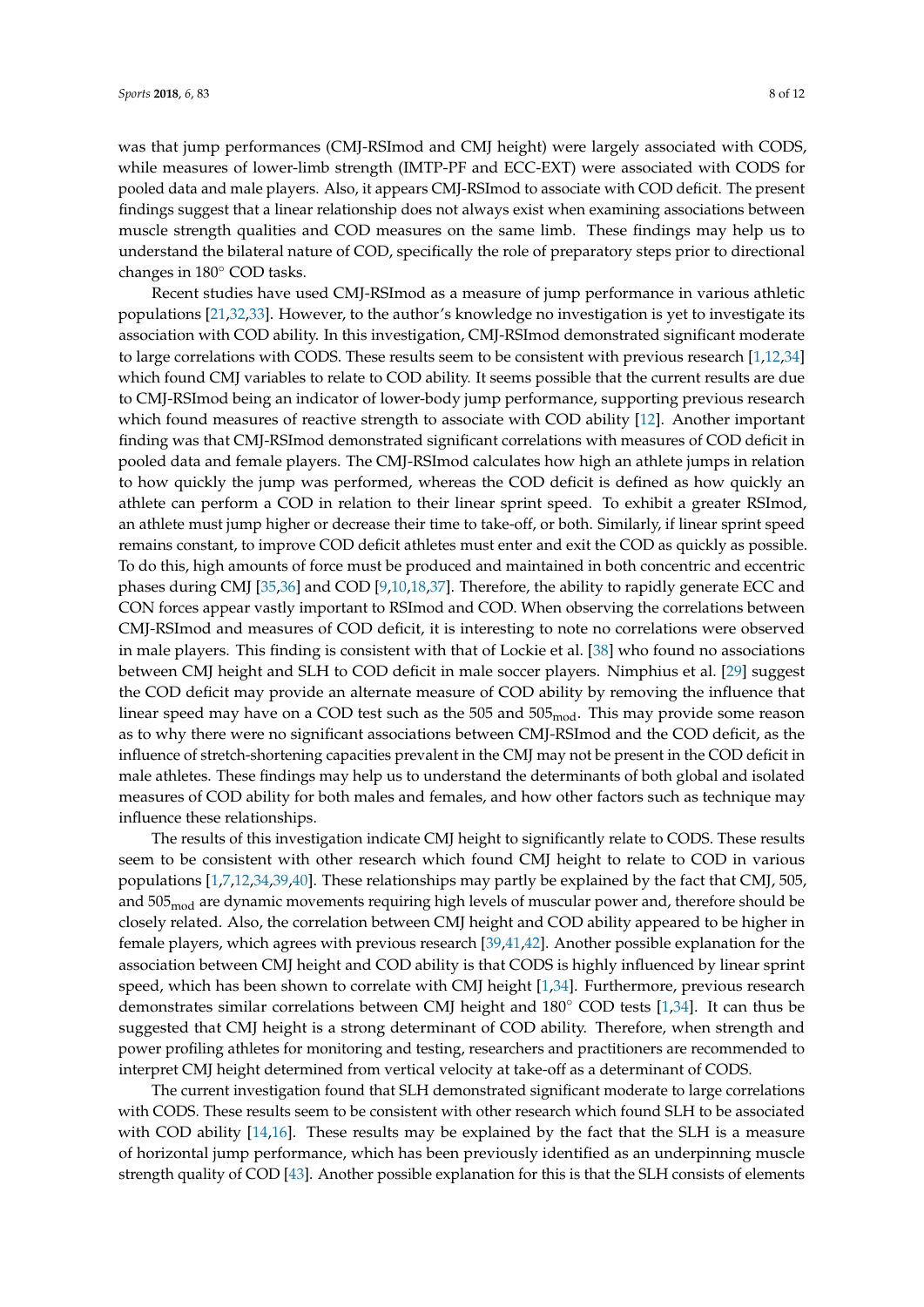was that jump performances (CMJ-RSImod and CMJ height) were largely associated with CODS, while measures of lower-limb strength (IMTP-PF and ECC-EXT) were associated with CODS for pooled data and male players. Also, it appears CMJ-RSImod to associate with COD deficit. The present findings suggest that a linear relationship does not always exist when examining associations between muscle strength qualities and COD measures on the same limb. These findings may help us to understand the bilateral nature of COD, specifically the role of preparatory steps prior to directional changes in 180° COD tasks.

Recent studies have used CMJ-RSImod as a measure of jump performance in various athletic populations [21,32,33]. However, to the author's knowledge no investigation is yet to investigate its association with COD ability. In this investigation, CMJ-RSImod demonstrated significant moderate to large correlations with CODS. These results seem to be consistent with previous research [1,12,34] which found CMJ variables to relate to COD ability. It seems possible that the current results are due to CMJ-RSImod being an indicator of lower-body jump performance, supporting previous research which found measures of reactive strength to associate with COD ability [12]. Another important finding was that CMJ-RSImod demonstrated significant correlations with measures of COD deficit in pooled data and female players. The CMJ-RSImod calculates how high an athlete jumps in relation to how quickly the jump was performed, whereas the COD deficit is defined as how quickly an athlete can perform a COD in relation to their linear sprint speed. To exhibit a greater RSImod, an athlete must jump higher or decrease their time to take-off, or both. Similarly, if linear sprint speed remains constant, to improve COD deficit athletes must enter and exit the COD as quickly as possible. To do this, high amounts of force must be produced and maintained in both concentric and eccentric phases during CMJ [35,36] and COD [9,10,18,37]. Therefore, the ability to rapidly generate ECC and CON forces appear vastly important to RSImod and COD. When observing the correlations between CMJ-RSImod and measures of COD deficit, it is interesting to note no correlations were observed in male players. This finding is consistent with that of Lockie et al. [38] who found no associations between CMJ height and SLH to COD deficit in male soccer players. Nimphius et al. [29] suggest the COD deficit may provide an alternate measure of COD ability by removing the influence that linear speed may have on a COD test such as the 505 and $505_{mod}$. This may provide some reason as to why there were no significant associations between CMJ-RSImod and the COD deficit, as the influence of stretch-shortening capacities prevalent in the CMJ may not be present in the COD deficit in male athletes. These findings may help us to understand the determinants of both global and isolated measures of COD ability for both males and females, and how other factors such as technique may influence these relationships.

The results of this investigation indicate CMJ height to significantly relate to CODS. These results seem to be consistent with other research which found CMJ height to relate to COD in various populations [1,7,12,34,39,40]. These relationships may partly be explained by the fact that CMJ, 505, and $505_{mod}$ are dynamic movements requiring high levels of muscular power and, therefore should be closely related. Also, the correlation between CMJ height and COD ability appeared to be higher in female players, which agrees with previous research [39,41,42]. Another possible explanation for the association between CMJ height and COD ability is that CODS is highly influenced by linear sprint speed, which has been shown to correlate with CMJ height [1,34]. Furthermore, previous research demonstrates similar correlations between CMJ height and 180° COD tests [1,34]. It can thus be suggested that CMJ height is a strong determinant of COD ability. Therefore, when strength and power profiling athletes for monitoring and testing, researchers and practitioners are recommended to interpret CMJ height determined from vertical velocity at take-off as a determinant of CODS.

The current investigation found that SLH demonstrated significant moderate to large correlations with CODS. These results seem to be consistent with other research which found SLH to be associated with COD ability [14,16]. These results may be explained by the fact that the SLH is a measure of horizontal jump performance, which has been previously identified as an underpinning muscle strength quality of COD [43]. Another possible explanation for this is that the SLH consists of elements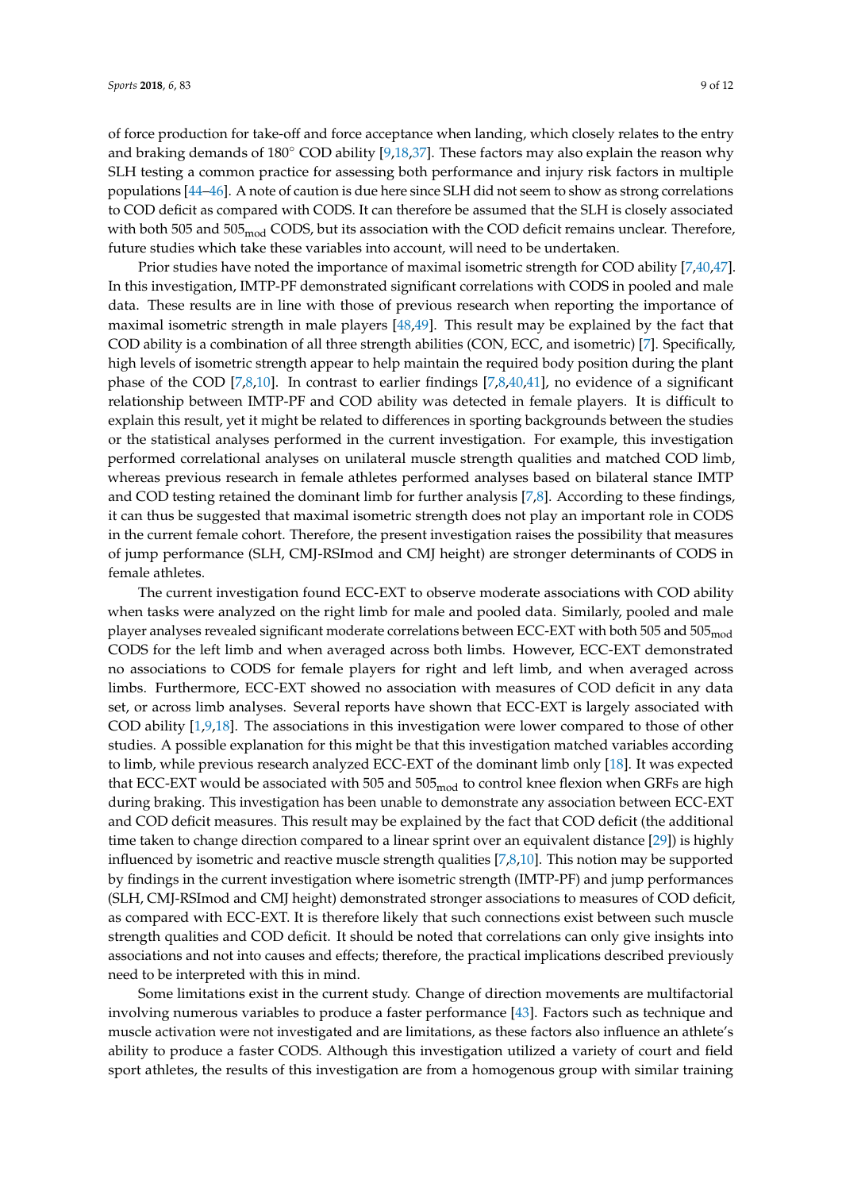of force production for take-off and force acceptance when landing, which closely relates to the entry and braking demands of 180° COD ability [9,18,37]. These factors may also explain the reason why SLH testing a common practice for assessing both performance and injury risk factors in multiple populations [44–46]. A note of caution is due here since SLH did not seem to show as strong correlations to COD deficit as compared with CODS. It can therefore be assumed that the SLH is closely associated with both 505 and $505_{mod}$ CODS, but its association with the COD deficit remains unclear. Therefore, future studies which take these variables into account, will need to be undertaken.

Prior studies have noted the importance of maximal isometric strength for COD ability [7,40,47]. In this investigation, IMTP-PF demonstrated significant correlations with CODS in pooled and male data. These results are in line with those of previous research when reporting the importance of maximal isometric strength in male players [48,49]. This result may be explained by the fact that COD ability is a combination of all three strength abilities (CON, ECC, and isometric) [7]. Specifically, high levels of isometric strength appear to help maintain the required body position during the plant phase of the COD [7,8,10]. In contrast to earlier findings [7,8,40,41], no evidence of a significant relationship between IMTP-PF and COD ability was detected in female players. It is difficult to explain this result, yet it might be related to differences in sporting backgrounds between the studies or the statistical analyses performed in the current investigation. For example, this investigation performed correlational analyses on unilateral muscle strength qualities and matched COD limb, whereas previous research in female athletes performed analyses based on bilateral stance IMTP and COD testing retained the dominant limb for further analysis [7,8]. According to these findings, it can thus be suggested that maximal isometric strength does not play an important role in CODS in the current female cohort. Therefore, the present investigation raises the possibility that measures of jump performance (SLH, CMJ-RSImod and CMJ height) are stronger determinants of CODS in female athletes.

The current investigation found ECC-EXT to observe moderate associations with COD ability when tasks were analyzed on the right limb for male and pooled data. Similarly, pooled and male player analyses revealed significant moderate correlations between ECC-EXT with both 505 and $505_{mod}$ CODS for the left limb and when averaged across both limbs. However, ECC-EXT demonstrated no associations to CODS for female players for right and left limb, and when averaged across limbs. Furthermore, ECC-EXT showed no association with measures of COD deficit in any data set, or across limb analyses. Several reports have shown that ECC-EXT is largely associated with COD ability [1,9,18]. The associations in this investigation were lower compared to those of other studies. A possible explanation for this might be that this investigation matched variables according to limb, while previous research analyzed ECC-EXT of the dominant limb only [18]. It was expected that ECC-EXT would be associated with 505 and $505_{mod}$ to control knee flexion when GRFs are high during braking. This investigation has been unable to demonstrate any association between ECC-EXT and COD deficit measures. This result may be explained by the fact that COD deficit (the additional time taken to change direction compared to a linear sprint over an equivalent distance [29]) is highly influenced by isometric and reactive muscle strength qualities [7,8,10]. This notion may be supported by findings in the current investigation where isometric strength (IMTP-PF) and jump performances (SLH, CMJ-RSImod and CMJ height) demonstrated stronger associations to measures of COD deficit, as compared with ECC-EXT. It is therefore likely that such connections exist between such muscle strength qualities and COD deficit. It should be noted that correlations can only give insights into associations and not into causes and effects; therefore, the practical implications described previously need to be interpreted with this in mind.

Some limitations exist in the current study. Change of direction movements are multifactorial involving numerous variables to produce a faster performance [43]. Factors such as technique and muscle activation were not investigated and are limitations, as these factors also influence an athlete's ability to produce a faster CODS. Although this investigation utilized a variety of court and field sport athletes, the results of this investigation are from a homogenous group with similar training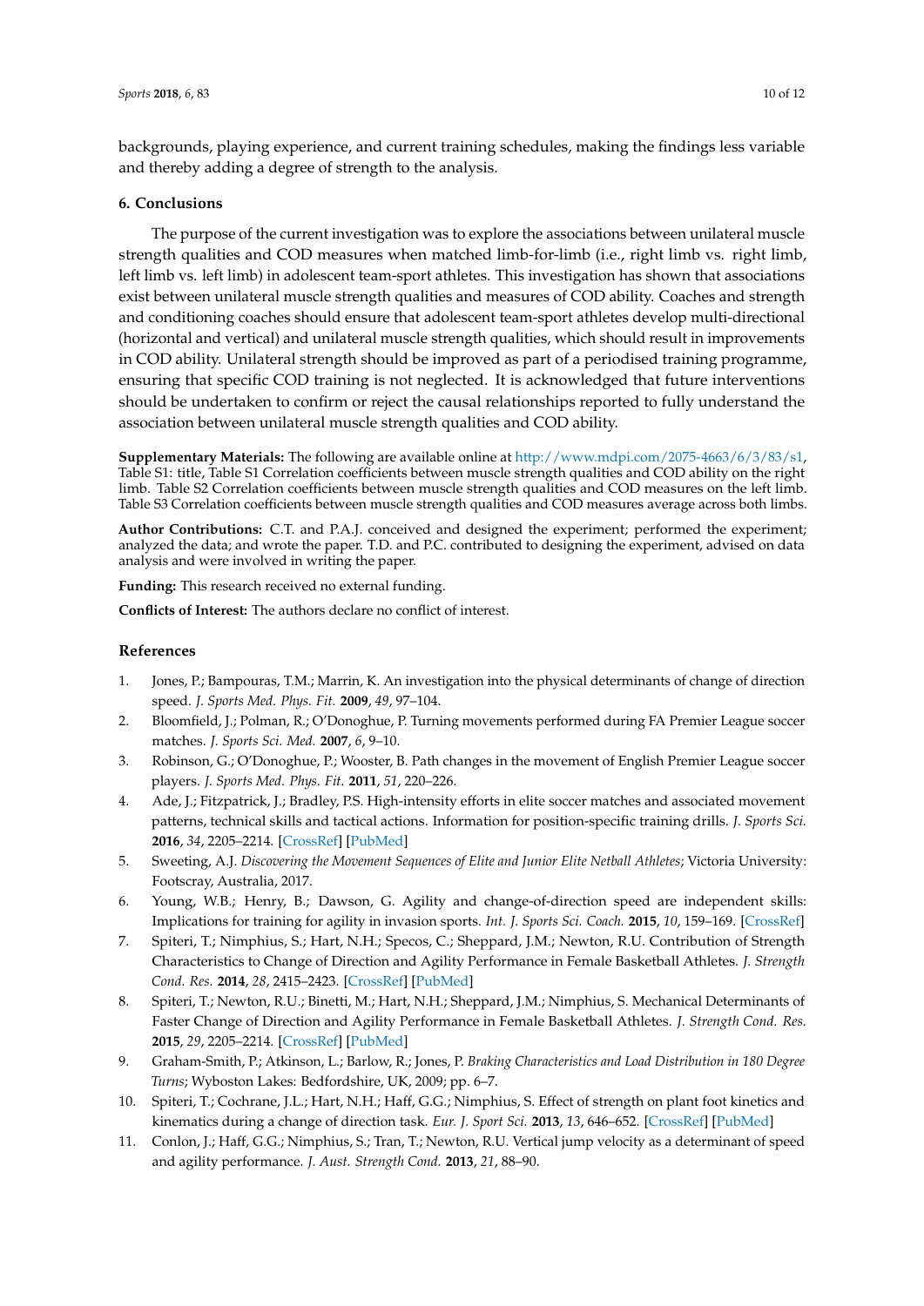backgrounds, playing experience, and current training schedules, making the findings less variable and thereby adding a degree of strength to the analysis.

## 6. Conclusions

The purpose of the current investigation was to explore the associations between unilateral muscle strength qualities and COD measures when matched limb-for-limb (i.e., right limb vs. right limb, left limb vs. left limb) in adolescent team-sport athletes. This investigation has shown that associations exist between unilateral muscle strength qualities and measures of COD ability. Coaches and strength and conditioning coaches should ensure that adolescent team-sport athletes develop multi-directional (horizontal and vertical) and unilateral muscle strength qualities, which should result in improvements in COD ability. Unilateral strength should be improved as part of a periodised training programme, ensuring that specific COD training is not neglected. It is acknowledged that future interventions should be undertaken to confirm or reject the causal relationships reported to fully understand the association between unilateral muscle strength qualities and COD ability.

**Supplementary Materials:** The following are available online at http://www.mdpi.com/2075-4663/6/3/83/s1, Table S1: title, Table S1 Correlation coefficients between muscle strength qualities and COD ability on the right limb. Table S2 Correlation coefficients between muscle strength qualities and COD measures on the left limb. Table S3 Correlation coefficients between muscle strength qualities and COD measures average across both limbs.

**Author Contributions:** C.T. and P.A.J. conceived and designed the experiment; performed the experiment; analyzed the data; and wrote the paper. T.D. and P.C. contributed to designing the experiment, advised on data analysis and were involved in writing the paper.

**Funding:** This research received no external funding.

**Conflicts of Interest:** The authors declare no conflict of interest.

## References

1. Jones, P.; Bampouras, T.M.; Marrin, K. An investigation into the physical determinants of change of direction speed. *J. Sports Med. Phys. Fit.* **2009**, *49*, 97–104.
2. Bloomfield, J.; Polman, R.; O'Donoghue, P. Turning movements performed during FA Premier League soccer matches. *J. Sports Sci. Med.* **2007**, *6*, 9–10.
3. Robinson, G.; O'Donoghue, P.; Wooster, B. Path changes in the movement of English Premier League soccer players. *J. Sports Med. Phys. Fit.* **2011**, *51*, 220–226.
4. Ade, J.; Fitzpatrick, J.; Bradley, P.S. High-intensity efforts in elite soccer matches and associated movement patterns, technical skills and tactical actions. Information for position-specific training drills. *J. Sports Sci.* **2016**, *34*, 2205–2214. [CrossRef] [PubMed]
5. Sweeting, A.J. *Discovering the Movement Sequences of Elite and Junior Elite Netball Athletes*; Victoria University: Footscray, Australia, 2017.
6. Young, W.B.; Henry, B.; Dawson, G. Agility and change-of-direction speed are independent skills: Implications for training for agility in invasion sports. *Int. J. Sports Sci. Coach.* **2015**, *10*, 159–169. [CrossRef]
7. Spiteri, T.; Nimphius, S.; Hart, N.H.; Specos, C.; Sheppard, J.M.; Newton, R.U. Contribution of Strength Characteristics to Change of Direction and Agility Performance in Female Basketball Athletes. *J. Strength Cond. Res.* **2014**, *28*, 2415–2423. [CrossRef] [PubMed]
8. Spiteri, T.; Newton, R.U.; Binetti, M.; Hart, N.H.; Sheppard, J.M.; Nimphius, S. Mechanical Determinants of Faster Change of Direction and Agility Performance in Female Basketball Athletes. *J. Strength Cond. Res.* **2015**, *29*, 2205–2214. [CrossRef] [PubMed]
9. Graham-Smith, P.; Atkinson, L.; Barlow, R.; Jones, P. *Braking Characteristics and Load Distribution in 180 Degree Turns*; Wyboston Lakes: Bedfordshire, UK, 2009; pp. 6–7.
10. Spiteri, T.; Cochrane, J.L.; Hart, N.H.; Haff, G.G.; Nimphius, S. Effect of strength on plant foot kinetics and kinematics during a change of direction task. *Eur. J. Sport Sci.* **2013**, *13*, 646–652. [CrossRef] [PubMed]
11. Conlon, J.; Haff, G.G.; Nimphius, S.; Tran, T.; Newton, R.U. Vertical jump velocity as a determinant of speed and agility performance. *J. Aust. Strength Cond.* **2013**, *21*, 88–90.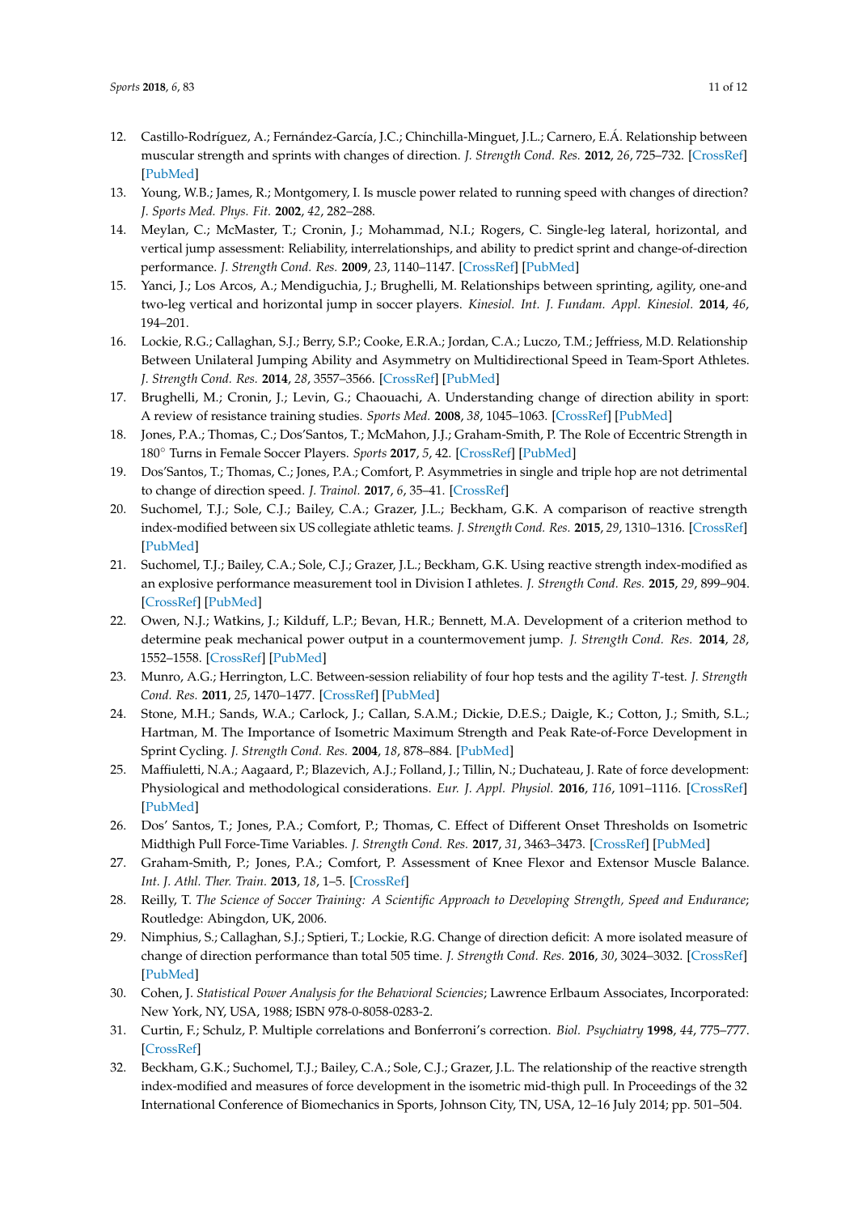12. Castillo-Rodríguez, A.; Fernández-García, J.C.; Chinchilla-Minguet, J.L.; Carnero, E.Á. Relationship between muscular strength and sprints with changes of direction. *J. Strength Cond. Res.* **2012**, *26*, 725–732. [CrossRef] [PubMed]
13. Young, W.B.; James, R.; Montgomery, I. Is muscle power related to running speed with changes of direction? *J. Sports Med. Phys. Fit.* **2002**, *42*, 282–288.
14. Meylan, C.; McMaster, T.; Cronin, J.; Mohammad, N.I.; Rogers, C. Single-leg lateral, horizontal, and vertical jump assessment: Reliability, interrelationships, and ability to predict sprint and change-of-direction performance. *J. Strength Cond. Res.* **2009**, *23*, 1140–1147. [CrossRef] [PubMed]
15. Yanci, J.; Los Arcos, A.; Mendiguchia, J.; Brughelli, M. Relationships between sprinting, agility, one-and two-leg vertical and horizontal jump in soccer players. *Kinesiol. Int. J. Fundam. Appl. Kinesiol.* **2014**, *46*, 194–201.
16. Lockie, R.G.; Callaghan, S.J.; Berry, S.P.; Cooke, E.R.A.; Jordan, C.A.; Luczo, T.M.; Jeffriess, M.D. Relationship Between Unilateral Jumping Ability and Asymmetry on Multidirectional Speed in Team-Sport Athletes. *J. Strength Cond. Res.* **2014**, *28*, 3557–3566. [CrossRef] [PubMed]
17. Brughelli, M.; Cronin, J.; Levin, G.; Chaouachi, A. Understanding change of direction ability in sport: A review of resistance training studies. *Sports Med.* **2008**, *38*, 1045–1063. [CrossRef] [PubMed]
18. Jones, P.A.; Thomas, C.; Dos'Santos, T.; McMahon, J.J.; Graham-Smith, P. The Role of Eccentric Strength in 180° Turns in Female Soccer Players. *Sports* **2017**, *5*, 42. [CrossRef] [PubMed]
19. Dos'Santos, T.; Thomas, C.; Jones, P.A.; Comfort, P. Asymmetries in single and triple hop are not detrimental to change of direction speed. *J. Trainol.* **2017**, *6*, 35–41. [CrossRef]
20. Suchomel, T.J.; Sole, C.J.; Bailey, C.A.; Grazer, J.L.; Beckham, G.K. A comparison of reactive strength index-modified between six US collegiate athletic teams. *J. Strength Cond. Res.* **2015**, *29*, 1310–1316. [CrossRef] [PubMed]
21. Suchomel, T.J.; Bailey, C.A.; Sole, C.J.; Grazer, J.L.; Beckham, G.K. Using reactive strength index-modified as an explosive performance measurement tool in Division I athletes. *J. Strength Cond. Res.* **2015**, *29*, 899–904. [CrossRef] [PubMed]
22. Owen, N.J.; Watkins, J.; Kilduff, L.P.; Bevan, H.R.; Bennett, M.A. Development of a criterion method to determine peak mechanical power output in a countermovement jump. *J. Strength Cond. Res.* **2014**, *28*, 1552–1558. [CrossRef] [PubMed]
23. Munro, A.G.; Herrington, L.C. Between-session reliability of four hop tests and the agility *T*-test. *J. Strength Cond. Res.* **2011**, *25*, 1470–1477. [CrossRef] [PubMed]
24. Stone, M.H.; Sands, W.A.; Carlock, J.; Callan, S.A.M.; Dickie, D.E.S.; Daigle, K.; Cotton, J.; Smith, S.L.; Hartman, M. The Importance of Isometric Maximum Strength and Peak Rate-of-Force Development in Sprint Cycling. *J. Strength Cond. Res.* **2004**, *18*, 878–884. [PubMed]
25. Maffiuletti, N.A.; Aagaard, P.; Blazevich, A.J.; Folland, J.; Tillin, N.; Duchateau, J. Rate of force development: Physiological and methodological considerations. *Eur. J. Appl. Physiol.* **2016**, *116*, 1091–1116. [CrossRef] [PubMed]
26. Dos' Santos, T.; Jones, P.A.; Comfort, P.; Thomas, C. Effect of Different Onset Thresholds on Isometric Midthigh Pull Force-Time Variables. *J. Strength Cond. Res.* **2017**, *31*, 3463–3473. [CrossRef] [PubMed]
27. Graham-Smith, P.; Jones, P.A.; Comfort, P. Assessment of Knee Flexor and Extensor Muscle Balance. *Int. J. Athl. Ther. Train.* **2013**, *18*, 1–5. [CrossRef]
28. Reilly, T. *The Science of Soccer Training: A Scientific Approach to Developing Strength, Speed and Endurance*; Routledge: Abingdon, UK, 2006.
29. Nimphius, S.; Callaghan, S.J.; Sptieri, T.; Lockie, R.G. Change of direction deficit: A more isolated measure of change of direction performance than total 505 time. *J. Strength Cond. Res.* **2016**, *30*, 3024–3032. [CrossRef] [PubMed]
30. Cohen, J. *Statistical Power Analysis for the Behavioral Sciencies*; Lawrence Erlbaum Associates, Incorporated: New York, NY, USA, 1988; ISBN 978-0-8058-0283-2.
31. Curtin, F.; Schulz, P. Multiple correlations and Bonferroni's correction. *Biol. Psychiatry* **1998**, *44*, 775–777. [CrossRef]
32. Beckham, G.K.; Suchomel, T.J.; Bailey, C.A.; Sole, C.J.; Grazer, J.L. The relationship of the reactive strength index-modified and measures of force development in the isometric mid-thigh pull. In Proceedings of the 32 International Conference of Biomechanics in Sports, Johnson City, TN, USA, 12–16 July 2014; pp. 501–504.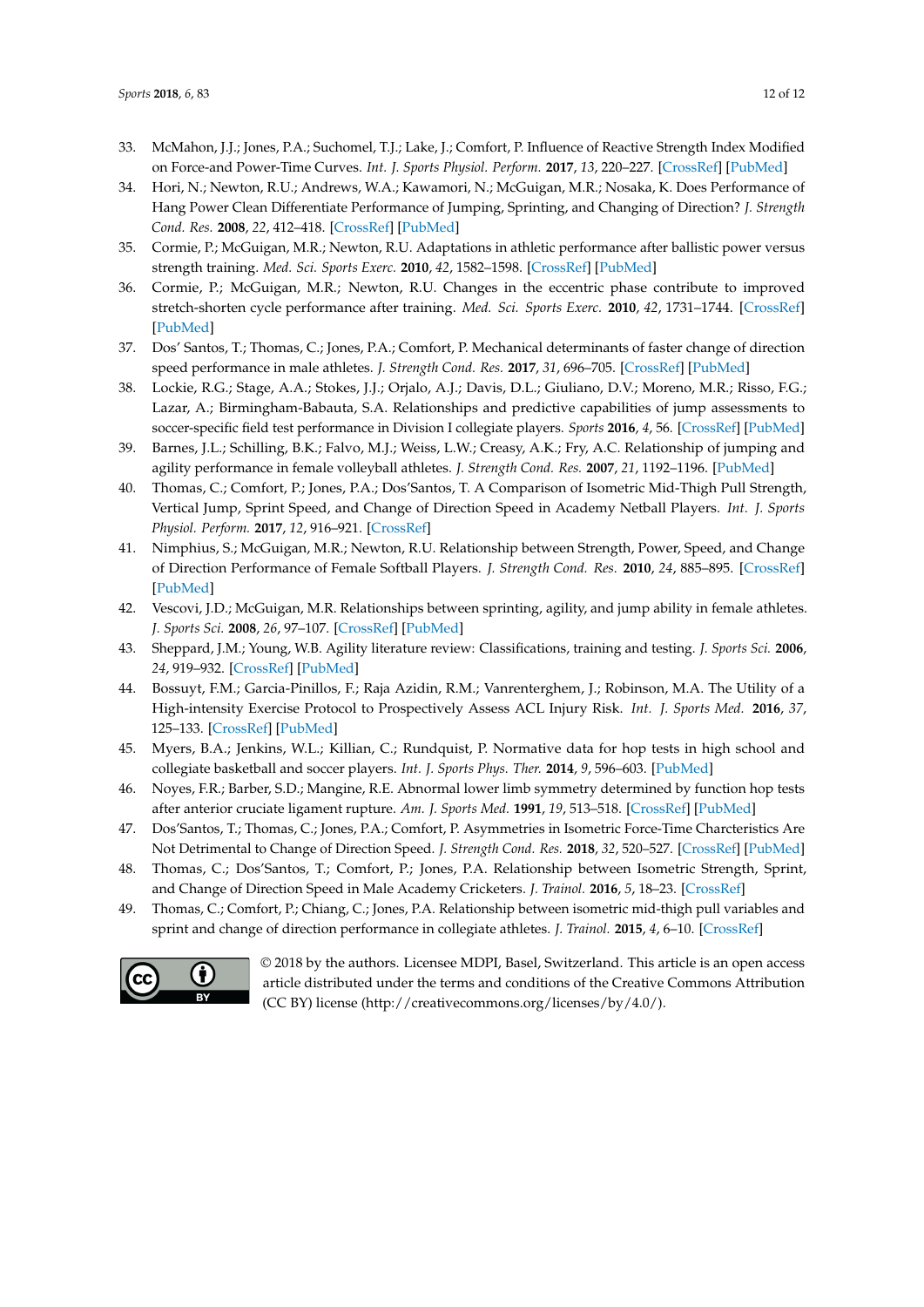33. McMahon, J.J.; Jones, P.A.; Suchomel, T.J.; Lake, J.; Comfort, P. Influence of Reactive Strength Index Modified on Force-and Power-Time Curves. *Int. J. Sports Physiol. Perform.* **2017**, *13*, 220–227. [CrossRef] [PubMed]
34. Hori, N.; Newton, R.U.; Andrews, W.A.; Kawamori, N.; McGuigan, M.R.; Nosaka, K. Does Performance of Hang Power Clean Differentiate Performance of Jumping, Sprinting, and Changing of Direction? *J. Strength Cond. Res.* **2008**, *22*, 412–418. [CrossRef] [PubMed]
35. Cormie, P.; McGuigan, M.R.; Newton, R.U. Adaptations in athletic performance after ballistic power versus strength training. *Med. Sci. Sports Exerc.* **2010**, *42*, 1582–1598. [CrossRef] [PubMed]
36. Cormie, P.; McGuigan, M.R.; Newton, R.U. Changes in the eccentric phase contribute to improved stretch-shorten cycle performance after training. *Med. Sci. Sports Exerc.* **2010**, *42*, 1731–1744. [CrossRef] [PubMed]
37. Dos' Santos, T.; Thomas, C.; Jones, P.A.; Comfort, P. Mechanical determinants of faster change of direction speed performance in male athletes. *J. Strength Cond. Res.* **2017**, *31*, 696–705. [CrossRef] [PubMed]
38. Lockie, R.G.; Stage, A.A.; Stokes, J.J.; Orjalo, A.J.; Davis, D.L.; Giuliano, D.V.; Moreno, M.R.; Risso, F.G.; Lazar, A.; Birmingham-Babauta, S.A. Relationships and predictive capabilities of jump assessments to soccer-specific field test performance in Division I collegiate players. *Sports* **2016**, *4*, 56. [CrossRef] [PubMed]
39. Barnes, J.L.; Schilling, B.K.; Falvo, M.J.; Weiss, L.W.; Creasy, A.K.; Fry, A.C. Relationship of jumping and agility performance in female volleyball athletes. *J. Strength Cond. Res.* **2007**, *21*, 1192–1196. [PubMed]
40. Thomas, C.; Comfort, P.; Jones, P.A.; Dos'Santos, T. A Comparison of Isometric Mid-Thigh Pull Strength, Vertical Jump, Sprint Speed, and Change of Direction Speed in Academy Netball Players. *Int. J. Sports Physiol. Perform.* **2017**, *12*, 916–921. [CrossRef]
41. Nimphius, S.; McGuigan, M.R.; Newton, R.U. Relationship between Strength, Power, Speed, and Change of Direction Performance of Female Softball Players. *J. Strength Cond. Res.* **2010**, *24*, 885–895. [CrossRef] [PubMed]
42. Vescovi, J.D.; McGuigan, M.R. Relationships between sprinting, agility, and jump ability in female athletes. *J. Sports Sci.* **2008**, *26*, 97–107. [CrossRef] [PubMed]
43. Sheppard, J.M.; Young, W.B. Agility literature review: Classifications, training and testing. *J. Sports Sci.* **2006**, *24*, 919–932. [CrossRef] [PubMed]
44. Bossuyt, F.M.; Garcia-Pinillos, F.; Raja Azidin, R.M.; Vanrenterghem, J.; Robinson, M.A. The Utility of a High-intensity Exercise Protocol to Prospectively Assess ACL Injury Risk. *Int. J. Sports Med.* **2016**, *37*, 125–133. [CrossRef] [PubMed]
45. Myers, B.A.; Jenkins, W.L.; Killian, C.; Rundquist, P. Normative data for hop tests in high school and collegiate basketball and soccer players. *Int. J. Sports Phys. Ther.* **2014**, *9*, 596–603. [PubMed]
46. Noyes, F.R.; Barber, S.D.; Mangine, R.E. Abnormal lower limb symmetry determined by function hop tests after anterior cruciate ligament rupture. *Am. J. Sports Med.* **1991**, *19*, 513–518. [CrossRef] [PubMed]
47. Dos'Santos, T.; Thomas, C.; Jones, P.A.; Comfort, P. Asymmetries in Isometric Force-Time Charcteristics Are Not Detrimental to Change of Direction Speed. *J. Strength Cond. Res.* **2018**, *32*, 520–527. [CrossRef] [PubMed]
48. Thomas, C.; Dos'Santos, T.; Comfort, P.; Jones, P.A. Relationship between Isometric Strength, Sprint, and Change of Direction Speed in Male Academy Cricketers. *J. Trainol.* **2016**, *5*, 18–23. [CrossRef]
49. Thomas, C.; Comfort, P.; Chiang, C.; Jones, P.A. Relationship between isometric mid-thigh pull variables and sprint and change of direction performance in collegiate athletes. *J. Trainol.* **2015**, *4*, 6–10. [CrossRef]

© 2018 by the authors. Licensee MDPI, Basel, Switzerland. This article is an open access article distributed under the terms and conditions of the Creative Commons Attribution (CC BY) license (http://creativecommons.org/licenses/by/4.0/).